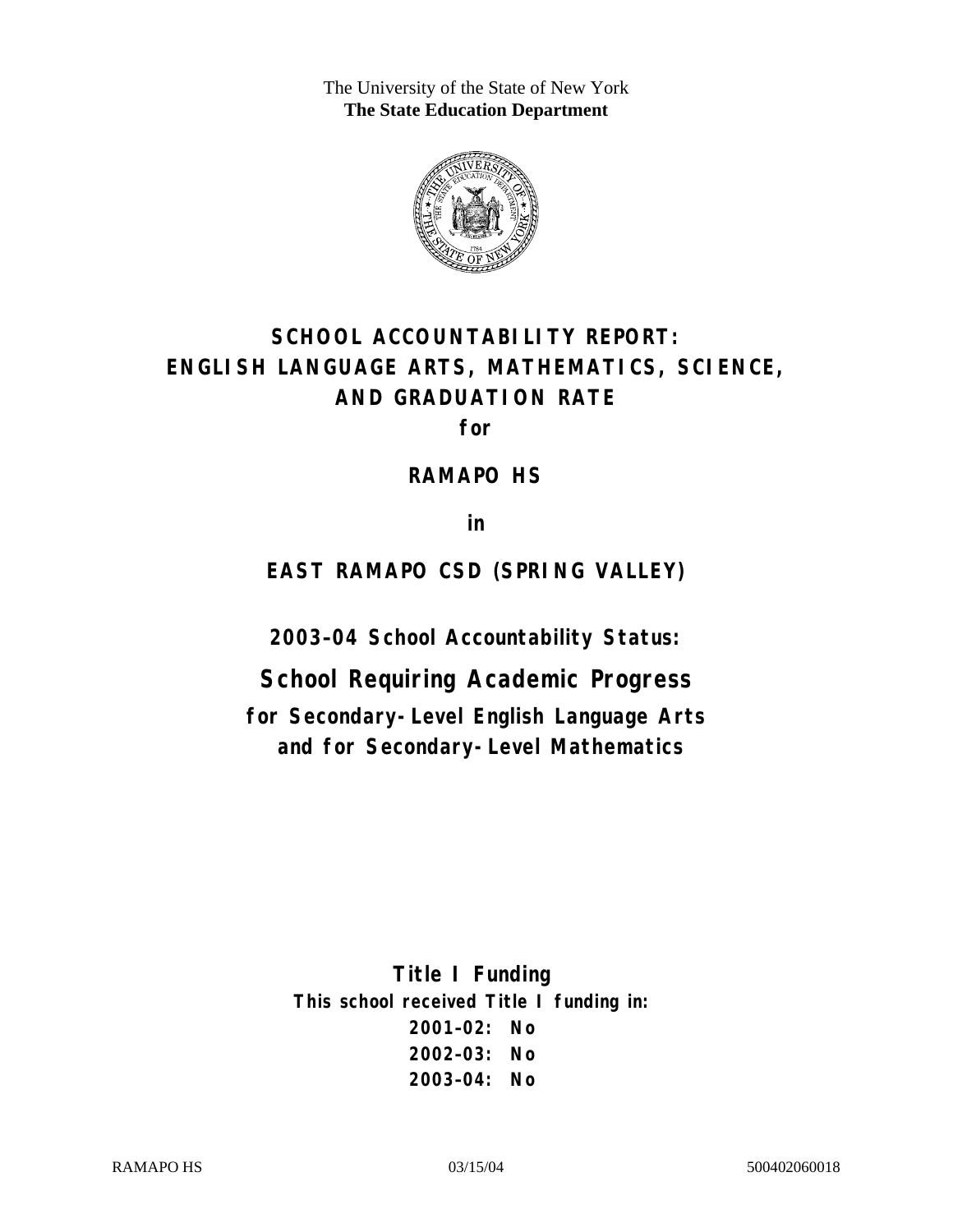The University of the State of New York
**The State Education Department**

# SCHOOL ACCOUNTABILITY REPORT: ENGLISH LANGUAGE ARTS, MATHEMATICS, SCIENCE, AND GRADUATION RATE

**for**

## RAMAPO HS

**in**

## EAST RAMAPO CSD (SPRING VALLEY)

**2003–04 School Accountability Status:**

## School Requiring Academic Progress

**for Secondary-Level English Language Arts and for Secondary-Level Mathematics**

**Title I Funding**

**This school received Title I funding in:**

**2001–02: No**
**2002–03: No**
**2003–04: No**

RAMAPO HS 03/15/04 500402060018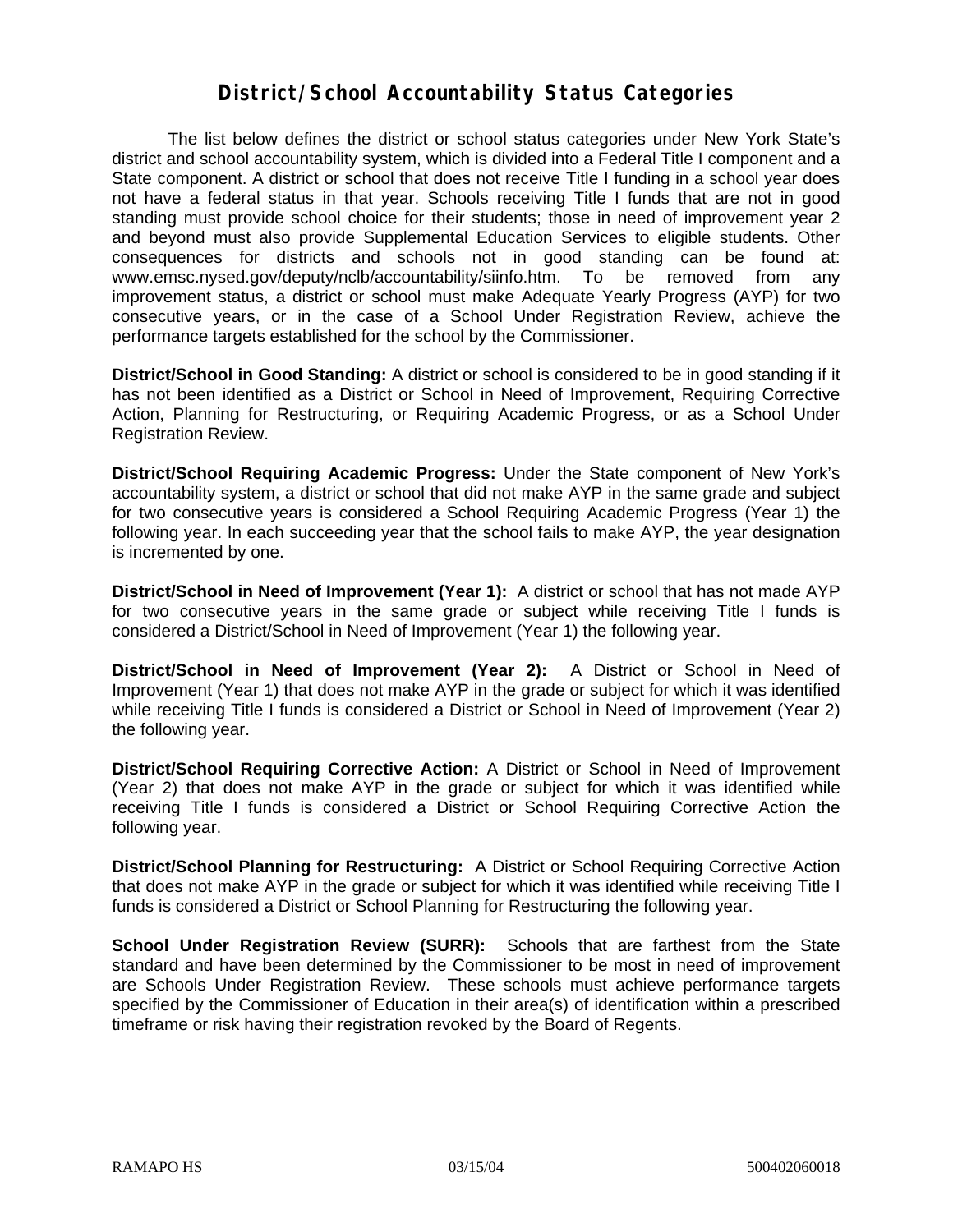# District/School Accountability Status Categories

The list below defines the district or school status categories under New York State's district and school accountability system, which is divided into a Federal Title I component and a State component. A district or school that does not receive Title I funding in a school year does not have a federal status in that year. Schools receiving Title I funds that are not in good standing must provide school choice for their students; those in need of improvement year 2 and beyond must also provide Supplemental Education Services to eligible students. Other consequences for districts and schools not in good standing can be found at: www.emsc.nysed.gov/deputy/nclb/accountability/siinfo.htm. To be removed from any improvement status, a district or school must make Adequate Yearly Progress (AYP) for two consecutive years, or in the case of a School Under Registration Review, achieve the performance targets established for the school by the Commissioner.

**District/School in Good Standing:** A district or school is considered to be in good standing if it has not been identified as a District or School in Need of Improvement, Requiring Corrective Action, Planning for Restructuring, or Requiring Academic Progress, or as a School Under Registration Review.

**District/School Requiring Academic Progress:** Under the State component of New York's accountability system, a district or school that did not make AYP in the same grade and subject for two consecutive years is considered a School Requiring Academic Progress (Year 1) the following year. In each succeeding year that the school fails to make AYP, the year designation is incremented by one.

**District/School in Need of Improvement (Year 1):** A district or school that has not made AYP for two consecutive years in the same grade or subject while receiving Title I funds is considered a District/School in Need of Improvement (Year 1) the following year.

**District/School in Need of Improvement (Year 2):** A District or School in Need of Improvement (Year 1) that does not make AYP in the grade or subject for which it was identified while receiving Title I funds is considered a District or School in Need of Improvement (Year 2) the following year.

**District/School Requiring Corrective Action:** A District or School in Need of Improvement (Year 2) that does not make AYP in the grade or subject for which it was identified while receiving Title I funds is considered a District or School Requiring Corrective Action the following year.

**District/School Planning for Restructuring:** A District or School Requiring Corrective Action that does not make AYP in the grade or subject for which it was identified while receiving Title I funds is considered a District or School Planning for Restructuring the following year.

**School Under Registration Review (SURR):** Schools that are farthest from the State standard and have been determined by the Commissioner to be most in need of improvement are Schools Under Registration Review. These schools must achieve performance targets specified by the Commissioner of Education in their area(s) of identification within a prescribed timeframe or risk having their registration revoked by the Board of Regents.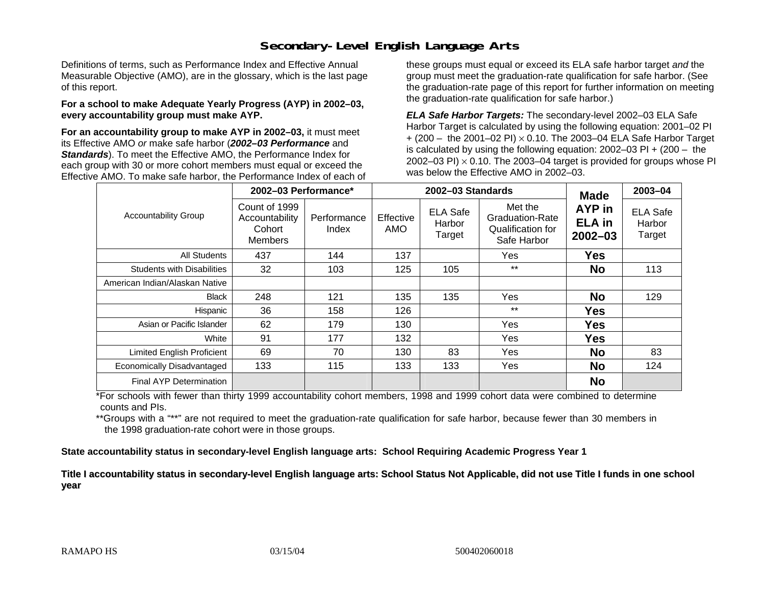## Secondary-Level English Language Arts

Definitions of terms, such as Performance Index and Effective Annual Measurable Objective (AMO), are in the glossary, which is the last page of this report.

**For a school to make Adequate Yearly Progress (AYP) in 2002–03, every accountability group must make AYP.**

**For an accountability group to make AYP in 2002–03,** it must meet its Effective AMO *or* make safe harbor (***2002–03 Performance*** and ***Standards***). To meet the Effective AMO, the Performance Index for each group with 30 or more cohort members must equal or exceed the Effective AMO. To make safe harbor, the Performance Index of each of these groups must equal or exceed its ELA safe harbor target *and* the group must meet the graduation-rate qualification for safe harbor. (See the graduation-rate page of this report for further information on meeting the graduation-rate qualification for safe harbor.)

***ELA Safe Harbor Targets:*** The secondary-level 2002–03 ELA Safe Harbor Target is calculated by using the following equation: 2001–02 PI + (200 – the 2001–02 PI) $\times$ 0.10. The 2003–04 ELA Safe Harbor Target is calculated by using the following equation: 2002–03 PI + (200 – the 2002–03 PI) $\times$ 0.10. The 2003–04 target is provided for groups whose PI was below the Effective AMO in 2002–03.

| Accountability Group | 2002–03 Performance* | | 2002–03 Standards | | | Made AYP in ELA in 2002–03 | 2003–04 |
|---|---|---|---|---|---|---|---|
| | Count of 1999 Accountability Cohort Members | Performance Index | Effective AMO | ELA Safe Harbor Target | Met the Graduation-Rate Qualification for Safe Harbor | | ELA Safe Harbor Target |
| All Students | 437 | 144 | 137 | | Yes | **Yes** | |
| Students with Disabilities | 32 | 103 | 125 | 105 | ** | **No** | 113 |
| American Indian/Alaskan Native | | | | | | | |
| Black | 248 | 121 | 135 | 135 | Yes | **No** | 129 |
| Hispanic | 36 | 158 | 126 | | ** | **Yes** | |
| Asian or Pacific Islander | 62 | 179 | 130 | | Yes | **Yes** | |
| White | 91 | 177 | 132 | | Yes | **Yes** | |
| Limited English Proficient | 69 | 70 | 130 | 83 | Yes | **No** | 83 |
| Economically Disadvantaged | 133 | 115 | 133 | 133 | Yes | **No** | 124 |
| Final AYP Determination | | | | | | **No** | |

*For schools with fewer than thirty 1999 accountability cohort members, 1998 and 1999 cohort data were combined to determine counts and PIs.

**Groups with a "**" are not required to meet the graduation-rate qualification for safe harbor, because fewer than 30 members in the 1998 graduation-rate cohort were in those groups.

**State accountability status in secondary-level English language arts: School Requiring Academic Progress Year 1**

**Title I accountability status in secondary-level English language arts: School Status Not Applicable, did not use Title I funds in one school year**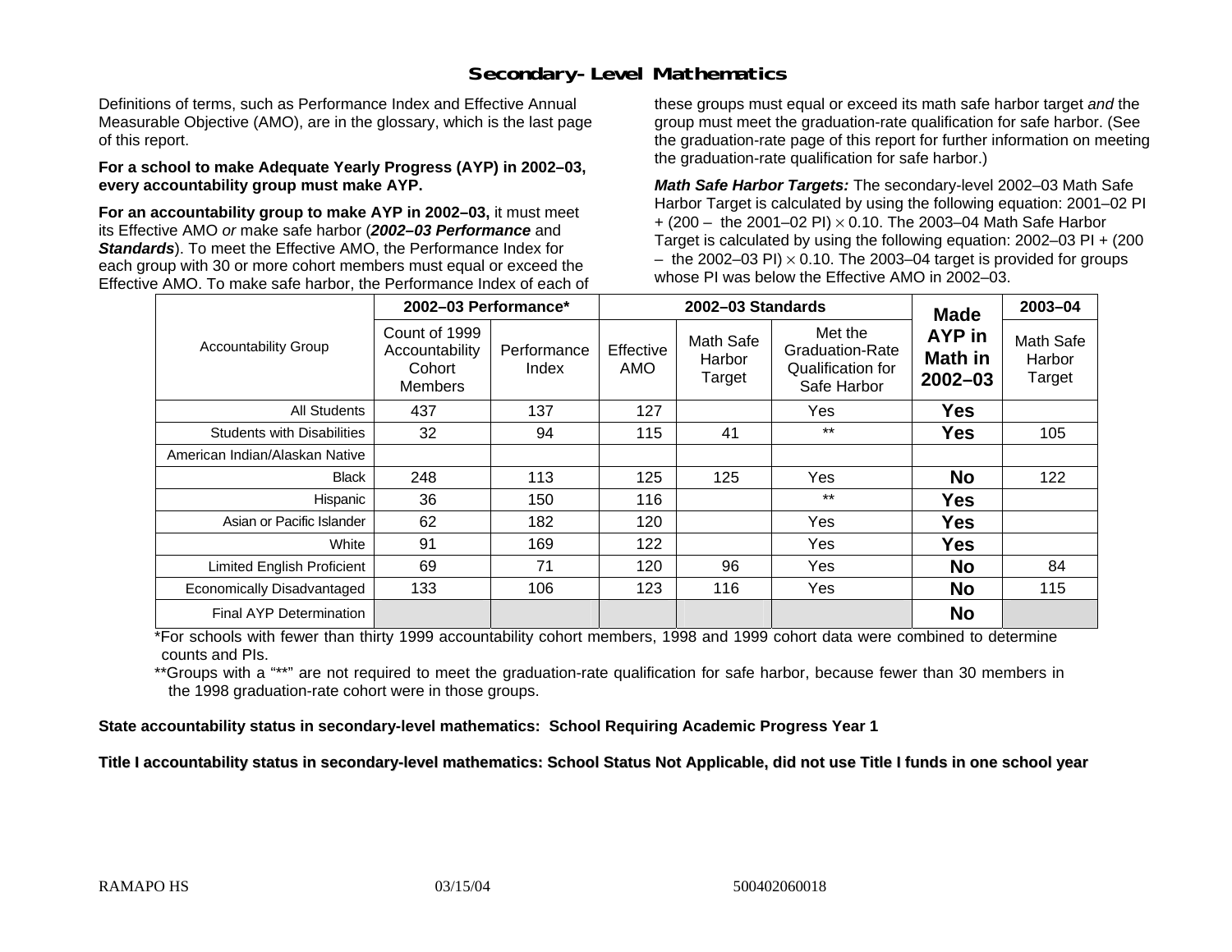# Secondary-Level Mathematics

Definitions of terms, such as Performance Index and Effective Annual Measurable Objective (AMO), are in the glossary, which is the last page of this report.

**For a school to make Adequate Yearly Progress (AYP) in 2002–03, every accountability group must make AYP.**

**For an accountability group to make AYP in 2002–03,** it must meet its Effective AMO *or* make safe harbor (***2002–03 Performance*** and ***Standards***). To meet the Effective AMO, the Performance Index for each group with 30 or more cohort members must equal or exceed the Effective AMO. To make safe harbor, the Performance Index of each of these groups must equal or exceed its math safe harbor target *and* the group must meet the graduation-rate qualification for safe harbor. (See the graduation-rate page of this report for further information on meeting the graduation-rate qualification for safe harbor.)

***Math Safe Harbor Targets:*** The secondary-level 2002–03 Math Safe Harbor Target is calculated by using the following equation: 2001–02 PI + (200 – the 2001–02 PI) $\times$ 0.10. The 2003–04 Math Safe Harbor Target is calculated by using the following equation: 2002–03 PI + (200 – the 2002–03 PI) $\times$ 0.10. The 2003–04 target is provided for groups whose PI was below the Effective AMO in 2002–03.

| Accountability Group | 2002–03 Performance* | | 2002–03 Standards | | | Made AYP in Math in 2002–03 | 2003–04 |
|---|---|---|---|---|---|---|---|
| | Count of 1999 Accountability Cohort Members | Performance Index | Effective AMO | Math Safe Harbor Target | Met the Graduation-Rate Qualification for Safe Harbor | | Math Safe Harbor Target |
| All Students | 437 | 137 | 127 | | Yes | **Yes** | |
| Students with Disabilities | 32 | 94 | 115 | 41 | ** | **Yes** | 105 |
| American Indian/Alaskan Native | | | | | | | |
| Black | 248 | 113 | 125 | 125 | Yes | **No** | 122 |
| Hispanic | 36 | 150 | 116 | | ** | **Yes** | |
| Asian or Pacific Islander | 62 | 182 | 120 | | Yes | **Yes** | |
| White | 91 | 169 | 122 | | Yes | **Yes** | |
| Limited English Proficient | 69 | 71 | 120 | 96 | Yes | **No** | 84 |
| Economically Disadvantaged | 133 | 106 | 123 | 116 | Yes | **No** | 115 |
| Final AYP Determination | | | | | | **No** | |

*For schools with fewer than thirty 1999 accountability cohort members, 1998 and 1999 cohort data were combined to determine counts and PIs.

**Groups with a "**" are not required to meet the graduation-rate qualification for safe harbor, because fewer than 30 members in the 1998 graduation-rate cohort were in those groups.

**State accountability status in secondary-level mathematics: School Requiring Academic Progress Year 1**

**Title I accountability status in secondary-level mathematics: School Status Not Applicable, did not use Title I funds in one school year**

RAMAPO HS 03/15/04 500402060018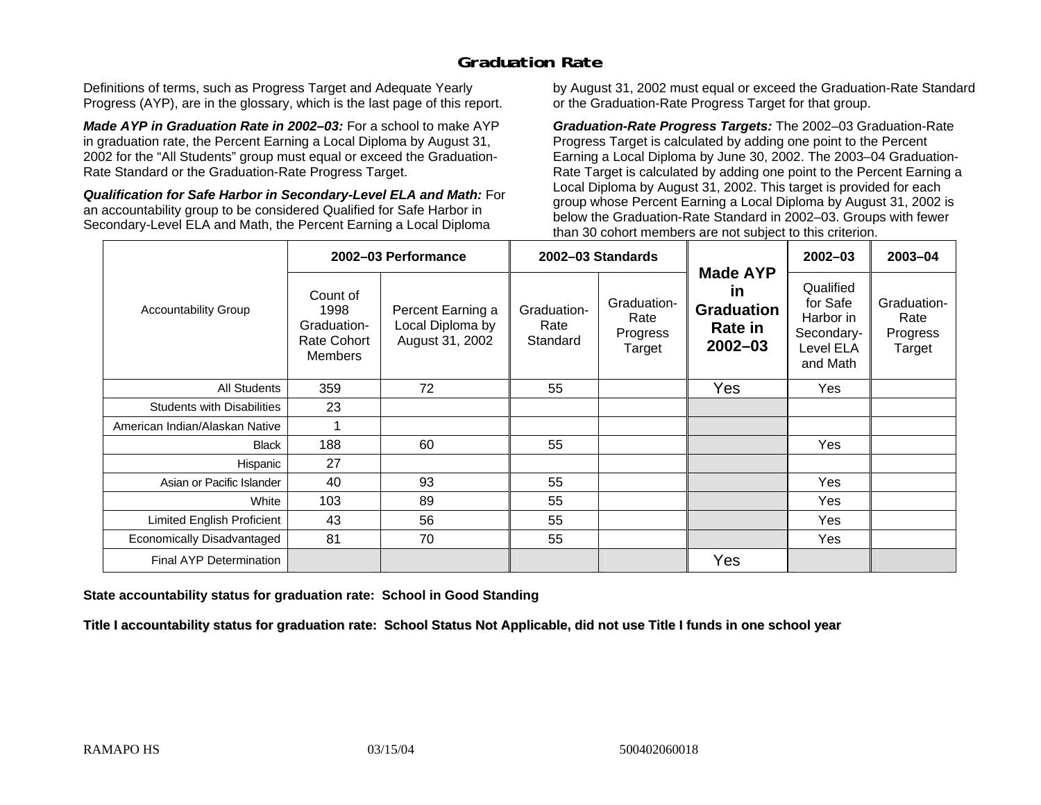# Graduation Rate

Definitions of terms, such as Progress Target and Adequate Yearly Progress (AYP), are in the glossary, which is the last page of this report.

***Made AYP in Graduation Rate in 2002–03:*** For a school to make AYP in graduation rate, the Percent Earning a Local Diploma by August 31, 2002 for the "All Students" group must equal or exceed the Graduation-Rate Standard or the Graduation-Rate Progress Target.

***Qualification for Safe Harbor in Secondary-Level ELA and Math:*** For an accountability group to be considered Qualified for Safe Harbor in Secondary-Level ELA and Math, the Percent Earning a Local Diploma by August 31, 2002 must equal or exceed the Graduation-Rate Standard or the Graduation-Rate Progress Target for that group.

***Graduation-Rate Progress Targets:*** The 2002–03 Graduation-Rate Progress Target is calculated by adding one point to the Percent Earning a Local Diploma by June 30, 2002. The 2003–04 Graduation-Rate Target is calculated by adding one point to the Percent Earning a Local Diploma by August 31, 2002. This target is provided for each group whose Percent Earning a Local Diploma by August 31, 2002 is below the Graduation-Rate Standard in 2002–03. Groups with fewer than 30 cohort members are not subject to this criterion.

| Accountability Group | 2002–03 Performance | | 2002–03 Standards | | Made AYP in Graduation Rate in 2002–03 | 2002–03 | 2003–04 |
|---|---|---|---|---|---|---|---|
| | Count of 1998 Graduation-Rate Cohort Members | Percent Earning a Local Diploma by August 31, 2002 | Graduation-Rate Standard | Graduation-Rate Progress Target | | Qualified for Safe Harbor in Secondary-Level ELA and Math | Graduation-Rate Progress Target |
| All Students | 359 | 72 | 55 | | Yes | Yes | |
| Students with Disabilities | 23 | | | | | | |
| American Indian/Alaskan Native | 1 | | | | | | |
| Black | 188 | 60 | 55 | | | Yes | |
| Hispanic | 27 | | | | | | |
| Asian or Pacific Islander | 40 | 93 | 55 | | | Yes | |
| White | 103 | 89 | 55 | | | Yes | |
| Limited English Proficient | 43 | 56 | 55 | | | Yes | |
| Economically Disadvantaged | 81 | 70 | 55 | | | Yes | |
| Final AYP Determination | | | | | Yes | | |

**State accountability status for graduation rate: School in Good Standing**

**Title I accountability status for graduation rate: School Status Not Applicable, did not use Title I funds in one school year**

RAMAPO HS 03/15/04 500402060018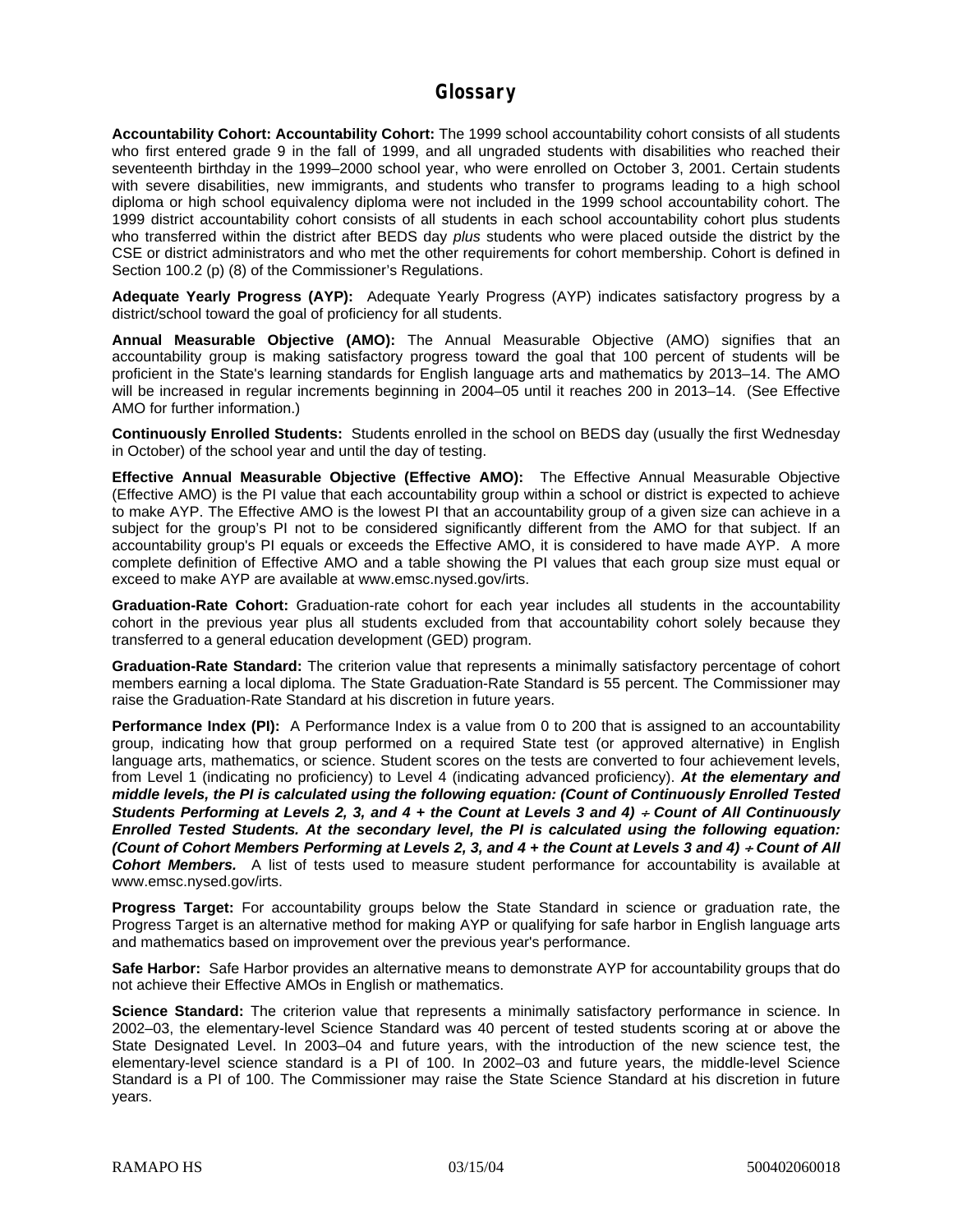# Glossary

**Accountability Cohort: Accountability Cohort:** The 1999 school accountability cohort consists of all students who first entered grade 9 in the fall of 1999, and all ungraded students with disabilities who reached their seventeenth birthday in the 1999–2000 school year, who were enrolled on October 3, 2001. Certain students with severe disabilities, new immigrants, and students who transfer to programs leading to a high school diploma or high school equivalency diploma were not included in the 1999 school accountability cohort. The 1999 district accountability cohort consists of all students in each school accountability cohort plus students who transferred within the district after BEDS day *plus* students who were placed outside the district by the CSE or district administrators and who met the other requirements for cohort membership. Cohort is defined in Section 100.2 (p) (8) of the Commissioner's Regulations.

**Adequate Yearly Progress (AYP):** Adequate Yearly Progress (AYP) indicates satisfactory progress by a district/school toward the goal of proficiency for all students.

**Annual Measurable Objective (AMO):** The Annual Measurable Objective (AMO) signifies that an accountability group is making satisfactory progress toward the goal that 100 percent of students will be proficient in the State's learning standards for English language arts and mathematics by 2013–14. The AMO will be increased in regular increments beginning in 2004–05 until it reaches 200 in 2013–14. (See Effective AMO for further information.)

**Continuously Enrolled Students:** Students enrolled in the school on BEDS day (usually the first Wednesday in October) of the school year and until the day of testing.

**Effective Annual Measurable Objective (Effective AMO):** The Effective Annual Measurable Objective (Effective AMO) is the PI value that each accountability group within a school or district is expected to achieve to make AYP. The Effective AMO is the lowest PI that an accountability group of a given size can achieve in a subject for the group's PI not to be considered significantly different from the AMO for that subject. If an accountability group's PI equals or exceeds the Effective AMO, it is considered to have made AYP. A more complete definition of Effective AMO and a table showing the PI values that each group size must equal or exceed to make AYP are available at www.emsc.nysed.gov/irts.

**Graduation-Rate Cohort:** Graduation-rate cohort for each year includes all students in the accountability cohort in the previous year plus all students excluded from that accountability cohort solely because they transferred to a general education development (GED) program.

**Graduation-Rate Standard:** The criterion value that represents a minimally satisfactory percentage of cohort members earning a local diploma. The State Graduation-Rate Standard is 55 percent. The Commissioner may raise the Graduation-Rate Standard at his discretion in future years.

**Performance Index (PI):** A Performance Index is a value from 0 to 200 that is assigned to an accountability group, indicating how that group performed on a required State test (or approved alternative) in English language arts, mathematics, or science. Student scores on the tests are converted to four achievement levels, from Level 1 (indicating no proficiency) to Level 4 (indicating advanced proficiency). ***At the elementary and middle levels, the PI is calculated using the following equation: (Count of Continuously Enrolled Tested Students Performing at Levels 2, 3, and 4 + the Count at Levels 3 and 4) ÷ Count of All Continuously Enrolled Tested Students. At the secondary level, the PI is calculated using the following equation: (Count of Cohort Members Performing at Levels 2, 3, and 4 + the Count at Levels 3 and 4) ÷ Count of All Cohort Members.*** A list of tests used to measure student performance for accountability is available at www.emsc.nysed.gov/irts.

**Progress Target:** For accountability groups below the State Standard in science or graduation rate, the Progress Target is an alternative method for making AYP or qualifying for safe harbor in English language arts and mathematics based on improvement over the previous year's performance.

**Safe Harbor:** Safe Harbor provides an alternative means to demonstrate AYP for accountability groups that do not achieve their Effective AMOs in English or mathematics.

**Science Standard:** The criterion value that represents a minimally satisfactory performance in science. In 2002–03, the elementary-level Science Standard was 40 percent of tested students scoring at or above the State Designated Level. In 2003–04 and future years, with the introduction of the new science test, the elementary-level science standard is a PI of 100. In 2002–03 and future years, the middle-level Science Standard is a PI of 100. The Commissioner may raise the State Science Standard at his discretion in future years.